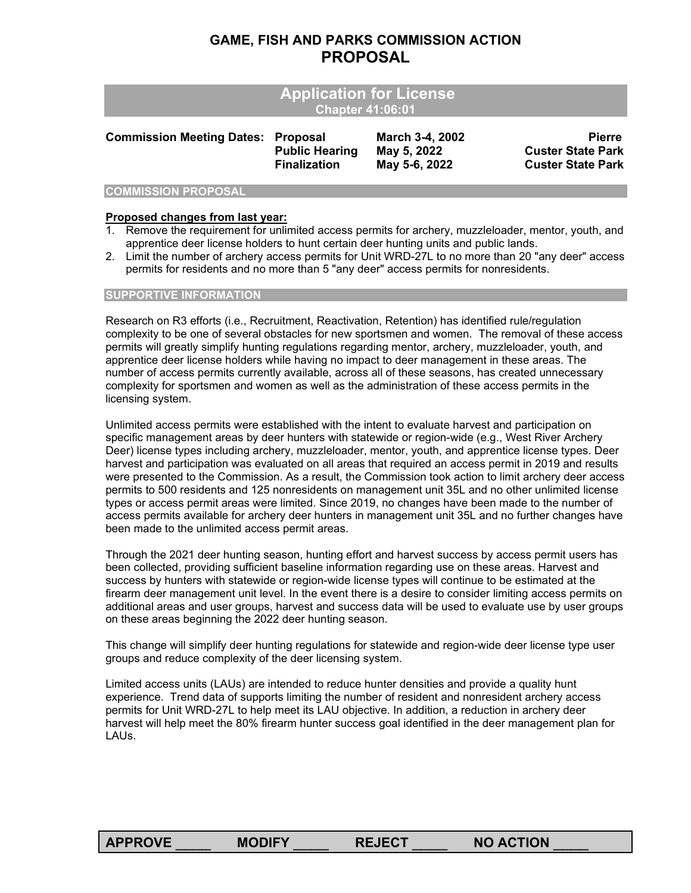# GAME, FISH AND PARKS COMMISSION ACTION
# PROPOSAL

## Application for License
**Chapter 41:06:01**

| **Commission Meeting Dates:** | **Proposal** | **March 3-4, 2002** | **Pierre** |
|---|---|---|---|
| | **Public Hearing** | **May 5, 2022** | **Custer State Park** |
| | **Finalization** | **May 5-6, 2022** | **Custer State Park** |

### COMMISSION PROPOSAL

**Proposed changes from last year:**

1. Remove the requirement for unlimited access permits for archery, muzzleloader, mentor, youth, and apprentice deer license holders to hunt certain deer hunting units and public lands.
2. Limit the number of archery access permits for Unit WRD-27L to no more than 20 "any deer" access permits for residents and no more than 5 "any deer" access permits for nonresidents.

### SUPPORTIVE INFORMATION

Research on R3 efforts (i.e., Recruitment, Reactivation, Retention) has identified rule/regulation complexity to be one of several obstacles for new sportsmen and women. The removal of these access permits will greatly simplify hunting regulations regarding mentor, archery, muzzleloader, youth, and apprentice deer license holders while having no impact to deer management in these areas. The number of access permits currently available, across all of these seasons, has created unnecessary complexity for sportsmen and women as well as the administration of these access permits in the licensing system.

Unlimited access permits were established with the intent to evaluate harvest and participation on specific management areas by deer hunters with statewide or region-wide (e.g., West River Archery Deer) license types including archery, muzzleloader, mentor, youth, and apprentice license types. Deer harvest and participation was evaluated on all areas that required an access permit in 2019 and results were presented to the Commission. As a result, the Commission took action to limit archery deer access permits to 500 residents and 125 nonresidents on management unit 35L and no other unlimited license types or access permit areas were limited. Since 2019, no changes have been made to the number of access permits available for archery deer hunters in management unit 35L and no further changes have been made to the unlimited access permit areas.

Through the 2021 deer hunting season, hunting effort and harvest success by access permit users has been collected, providing sufficient baseline information regarding use on these areas. Harvest and success by hunters with statewide or region-wide license types will continue to be estimated at the firearm deer management unit level. In the event there is a desire to consider limiting access permits on additional areas and user groups, harvest and success data will be used to evaluate use by user groups on these areas beginning the 2022 deer hunting season.

This change will simplify deer hunting regulations for statewide and region-wide deer license type user groups and reduce complexity of the deer licensing system.

Limited access units (LAUs) are intended to reduce hunter densities and provide a quality hunt experience. Trend data of supports limiting the number of resident and nonresident archery access permits for Unit WRD-27L to help meet its LAU objective. In addition, a reduction in archery deer harvest will help meet the 80% firearm hunter success goal identified in the deer management plan for LAUs.

**APPROVE _____ MODIFY _____ REJECT _____ NO ACTION _____**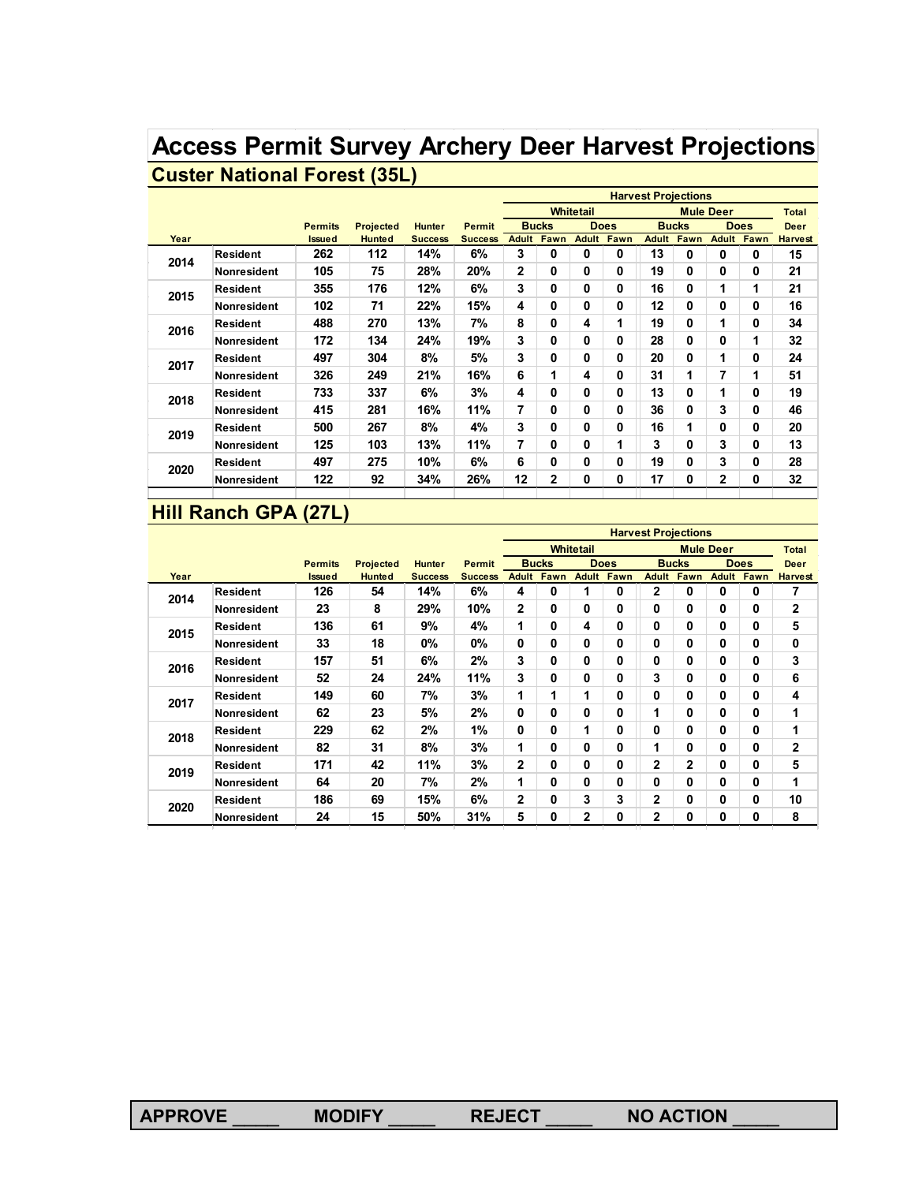# Access Permit Survey Archery Deer Harvest Projections

## Custer National Forest (35L)

| | | | | | | Harvest Projections | | | | | | | | |
|---|---|---|---|---|---|---|---|---|---|---|---|---|---|---|
| | | | | | | Whitetail | | | | Mule Deer | | | | Total |
| | | Permits | Projected | Hunter | Permit | Bucks | | Does | | Bucks | | Does | | Deer |
| Year | | Issued | Hunted | Success | Success | Adult | Fawn | Adult | Fawn | Adult | Fawn | Adult | Fawn | Harvest |
| 2014 | Resident | 262 | 112 | 14% | 6% | 3 | 0 | 0 | 0 | 13 | 0 | 0 | 0 | 15 |
| | Nonresident | 105 | 75 | 28% | 20% | 2 | 0 | 0 | 0 | 19 | 0 | 0 | 0 | 21 |
| 2015 | Resident | 355 | 176 | 12% | 6% | 3 | 0 | 0 | 0 | 16 | 0 | 1 | 1 | 21 |
| | Nonresident | 102 | 71 | 22% | 15% | 4 | 0 | 0 | 0 | 12 | 0 | 0 | 0 | 16 |
| 2016 | Resident | 488 | 270 | 13% | 7% | 8 | 0 | 4 | 1 | 19 | 0 | 1 | 0 | 34 |
| | Nonresident | 172 | 134 | 24% | 19% | 3 | 0 | 0 | 0 | 28 | 0 | 0 | 1 | 32 |
| 2017 | Resident | 497 | 304 | 8% | 5% | 3 | 0 | 0 | 0 | 20 | 0 | 1 | 0 | 24 |
| | Nonresident | 326 | 249 | 21% | 16% | 6 | 1 | 4 | 0 | 31 | 1 | 7 | 1 | 51 |
| 2018 | Resident | 733 | 337 | 6% | 3% | 4 | 0 | 0 | 0 | 13 | 0 | 1 | 0 | 19 |
| | Nonresident | 415 | 281 | 16% | 11% | 7 | 0 | 0 | 0 | 36 | 0 | 3 | 0 | 46 |
| 2019 | Resident | 500 | 267 | 8% | 4% | 3 | 0 | 0 | 0 | 16 | 1 | 0 | 0 | 20 |
| | Nonresident | 125 | 103 | 13% | 11% | 7 | 0 | 0 | 1 | 3 | 0 | 3 | 0 | 13 |
| 2020 | Resident | 497 | 275 | 10% | 6% | 6 | 0 | 0 | 0 | 19 | 0 | 3 | 0 | 28 |
| | Nonresident | 122 | 92 | 34% | 26% | 12 | 2 | 0 | 0 | 17 | 0 | 2 | 0 | 32 |

## Hill Ranch GPA (27L)

| | | | | | | Harvest Projections | | | | | | | | |
|---|---|---|---|---|---|---|---|---|---|---|---|---|---|---|
| | | | | | | Whitetail | | | | Mule Deer | | | | Total |
| | | Permits | Projected | Hunter | Permit | Bucks | | Does | | Bucks | | Does | | Deer |
| Year | | Issued | Hunted | Success | Success | Adult | Fawn | Adult | Fawn | Adult | Fawn | Adult | Fawn | Harvest |
| 2014 | Resident | 126 | 54 | 14% | 6% | 4 | 0 | 1 | 0 | 2 | 0 | 0 | 0 | 7 |
| | Nonresident | 23 | 8 | 29% | 10% | 2 | 0 | 0 | 0 | 0 | 0 | 0 | 0 | 2 |
| 2015 | Resident | 136 | 61 | 9% | 4% | 1 | 0 | 4 | 0 | 0 | 0 | 0 | 0 | 5 |
| | Nonresident | 33 | 18 | 0% | 0% | 0 | 0 | 0 | 0 | 0 | 0 | 0 | 0 | 0 |
| 2016 | Resident | 157 | 51 | 6% | 2% | 3 | 0 | 0 | 0 | 0 | 0 | 0 | 0 | 3 |
| | Nonresident | 52 | 24 | 24% | 11% | 3 | 0 | 0 | 0 | 3 | 0 | 0 | 0 | 6 |
| 2017 | Resident | 149 | 60 | 7% | 3% | 1 | 1 | 1 | 0 | 0 | 0 | 0 | 0 | 4 |
| | Nonresident | 62 | 23 | 5% | 2% | 0 | 0 | 0 | 0 | 1 | 0 | 0 | 0 | 1 |
| 2018 | Resident | 229 | 62 | 2% | 1% | 0 | 0 | 1 | 0 | 0 | 0 | 0 | 0 | 1 |
| | Nonresident | 82 | 31 | 8% | 3% | 1 | 0 | 0 | 0 | 1 | 0 | 0 | 0 | 2 |
| 2019 | Resident | 171 | 42 | 11% | 3% | 2 | 0 | 0 | 0 | 2 | 2 | 0 | 0 | 5 |
| | Nonresident | 64 | 20 | 7% | 2% | 1 | 0 | 0 | 0 | 0 | 0 | 0 | 0 | 1 |
| 2020 | Resident | 186 | 69 | 15% | 6% | 2 | 0 | 3 | 3 | 2 | 0 | 0 | 0 | 10 |
| | Nonresident | 24 | 15 | 50% | 31% | 5 | 0 | 2 | 0 | 2 | 0 | 0 | 0 | 8 |

**APPROVE _____ MODIFY _____ REJECT _____ NO ACTION _____**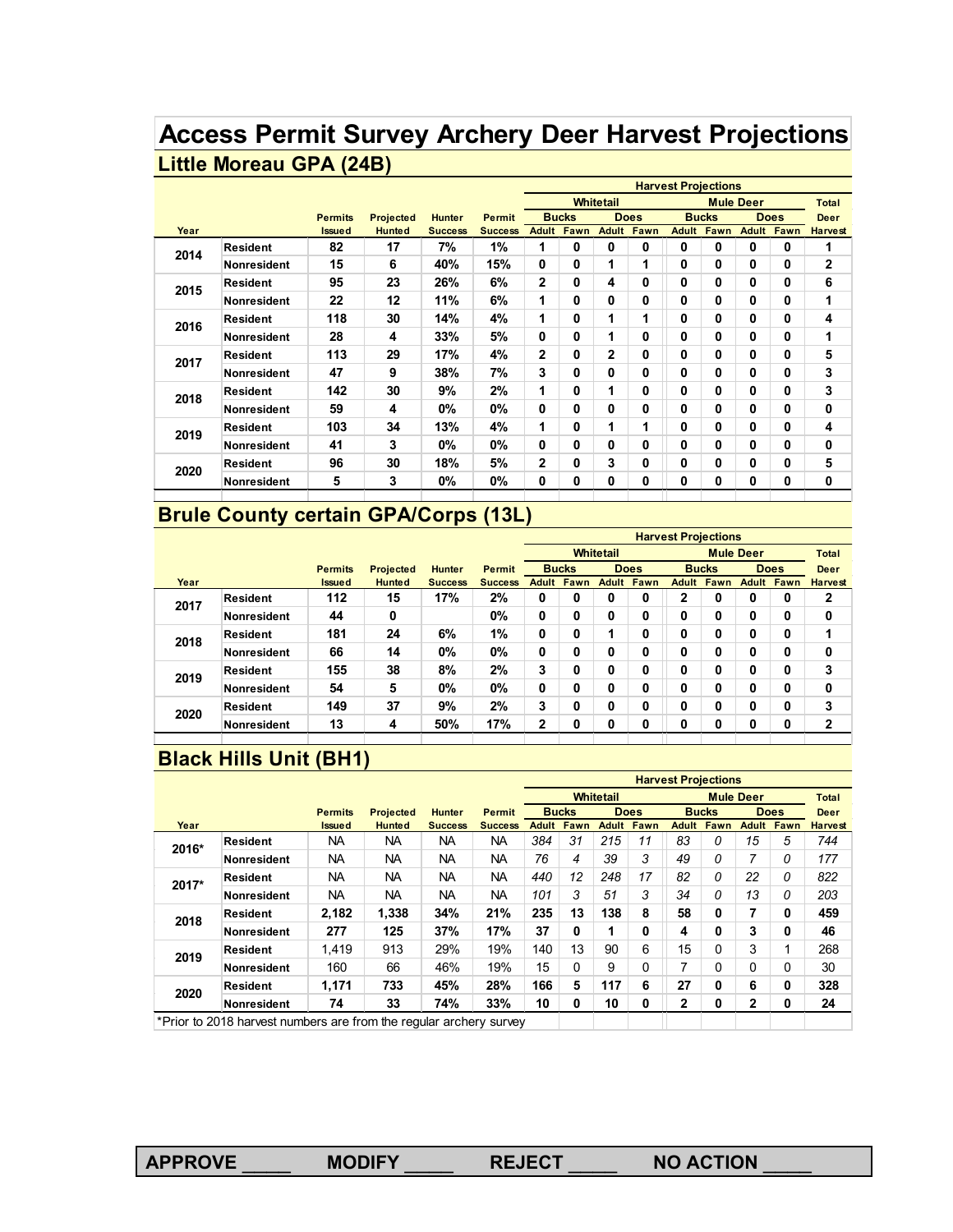# Access Permit Survey Archery Deer Harvest Projections

## Little Moreau GPA (24B)

| | | | | | | Harvest Projections | | | | | | | | |
|---|---|---|---|---|---|---|---|---|---|---|---|---|---|---|
| | | | | | | Whitetail | | | | Mule Deer | | | | Total |
| | | Permits | Projected | Hunter | Permit | Bucks | | Does | | Bucks | | Does | | Deer |
| Year | | Issued | Hunted | Success | Success | Adult | Fawn | Adult | Fawn | Adult | Fawn | Adult | Fawn | Harvest |
| 2014 | Resident | 82 | 17 | 7% | 1% | 1 | 0 | 0 | 0 | 0 | 0 | 0 | 0 | 1 |
| | Nonresident | 15 | 6 | 40% | 15% | 0 | 0 | 1 | 1 | 0 | 0 | 0 | 0 | 2 |
| 2015 | Resident | 95 | 23 | 26% | 6% | 2 | 0 | 4 | 0 | 0 | 0 | 0 | 0 | 6 |
| | Nonresident | 22 | 12 | 11% | 6% | 1 | 0 | 0 | 0 | 0 | 0 | 0 | 0 | 1 |
| 2016 | Resident | 118 | 30 | 14% | 4% | 1 | 0 | 1 | 1 | 0 | 0 | 0 | 0 | 4 |
| | Nonresident | 28 | 4 | 33% | 5% | 0 | 0 | 1 | 0 | 0 | 0 | 0 | 0 | 1 |
| 2017 | Resident | 113 | 29 | 17% | 4% | 2 | 0 | 2 | 0 | 0 | 0 | 0 | 0 | 5 |
| | Nonresident | 47 | 9 | 38% | 7% | 3 | 0 | 0 | 0 | 0 | 0 | 0 | 0 | 3 |
| 2018 | Resident | 142 | 30 | 9% | 2% | 1 | 0 | 1 | 0 | 0 | 0 | 0 | 0 | 3 |
| | Nonresident | 59 | 4 | 0% | 0% | 0 | 0 | 0 | 0 | 0 | 0 | 0 | 0 | 0 |
| 2019 | Resident | 103 | 34 | 13% | 4% | 1 | 0 | 1 | 1 | 0 | 0 | 0 | 0 | 4 |
| | Nonresident | 41 | 3 | 0% | 0% | 0 | 0 | 0 | 0 | 0 | 0 | 0 | 0 | 0 |
| 2020 | Resident | 96 | 30 | 18% | 5% | 2 | 0 | 3 | 0 | 0 | 0 | 0 | 0 | 5 |
| | Nonresident | 5 | 3 | 0% | 0% | 0 | 0 | 0 | 0 | 0 | 0 | 0 | 0 | 0 |

## Brule County certain GPA/Corps (13L)

| | | | | | | Harvest Projections | | | | | | | | |
|---|---|---|---|---|---|---|---|---|---|---|---|---|---|---|
| | | | | | | Whitetail | | | | Mule Deer | | | | Total |
| | | Permits | Projected | Hunter | Permit | Bucks | | Does | | Bucks | | Does | | Deer |
| Year | | Issued | Hunted | Success | Success | Adult | Fawn | Adult | Fawn | Adult | Fawn | Adult | Fawn | Harvest |
| 2017 | Resident | 112 | 15 | 17% | 2% | 0 | 0 | 0 | 0 | 2 | 0 | 0 | 0 | 2 |
| | Nonresident | 44 | 0 | | 0% | 0 | 0 | 0 | 0 | 0 | 0 | 0 | 0 | 0 |
| 2018 | Resident | 181 | 24 | 6% | 1% | 0 | 0 | 1 | 0 | 0 | 0 | 0 | 0 | 1 |
| | Nonresident | 66 | 14 | 0% | 0% | 0 | 0 | 0 | 0 | 0 | 0 | 0 | 0 | 0 |
| 2019 | Resident | 155 | 38 | 8% | 2% | 3 | 0 | 0 | 0 | 0 | 0 | 0 | 0 | 3 |
| | Nonresident | 54 | 5 | 0% | 0% | 0 | 0 | 0 | 0 | 0 | 0 | 0 | 0 | 0 |
| 2020 | Resident | 149 | 37 | 9% | 2% | 3 | 0 | 0 | 0 | 0 | 0 | 0 | 0 | 3 |
| | Nonresident | 13 | 4 | 50% | 17% | 2 | 0 | 0 | 0 | 0 | 0 | 0 | 0 | 2 |

## Black Hills Unit (BH1)

| | | | | | | Harvest Projections | | | | | | | | |
|---|---|---|---|---|---|---|---|---|---|---|---|---|---|---|
| | | | | | | Whitetail | | | | Mule Deer | | | | Total |
| | | Permits | Projected | Hunter | Permit | Bucks | | Does | | Bucks | | Does | | Deer |
| Year | | Issued | Hunted | Success | Success | Adult | Fawn | Adult | Fawn | Adult | Fawn | Adult | Fawn | Harvest |
| 2016* | Resident | NA | NA | NA | NA | *384* | *31* | *215* | *11* | *83* | *0* | *15* | *5* | *744* |
| | Nonresident | NA | NA | NA | NA | *76* | *4* | *39* | *3* | *49* | *0* | *7* | *0* | *177* |
| 2017* | Resident | NA | NA | NA | NA | *440* | *12* | *248* | *17* | *82* | *0* | *22* | *0* | *822* |
| | Nonresident | NA | NA | NA | NA | *101* | *3* | *51* | *3* | *34* | *0* | *13* | *0* | *203* |
| 2018 | Resident | 2,182 | 1,338 | 34% | 21% | 235 | 13 | 138 | 8 | 58 | 0 | 7 | 0 | 459 |
| | Nonresident | 277 | 125 | 37% | 17% | 37 | 0 | 1 | 0 | 4 | 0 | 3 | 0 | 46 |
| 2019 | Resident | 1,419 | 913 | 29% | 19% | 140 | 13 | 90 | 6 | 15 | 0 | 3 | 1 | 268 |
| | Nonresident | 160 | 66 | 46% | 19% | 15 | 0 | 9 | 0 | 7 | 0 | 0 | 0 | 30 |
| 2020 | Resident | 1,171 | 733 | 45% | 28% | 166 | 5 | 117 | 6 | 27 | 0 | 6 | 0 | 328 |
| | Nonresident | 74 | 33 | 74% | 33% | 10 | 0 | 10 | 0 | 2 | 0 | 2 | 0 | 24 |

*Prior to 2018 harvest numbers are from the regular archery survey

**APPROVE _____ MODIFY _____ REJECT _____ NO ACTION _____**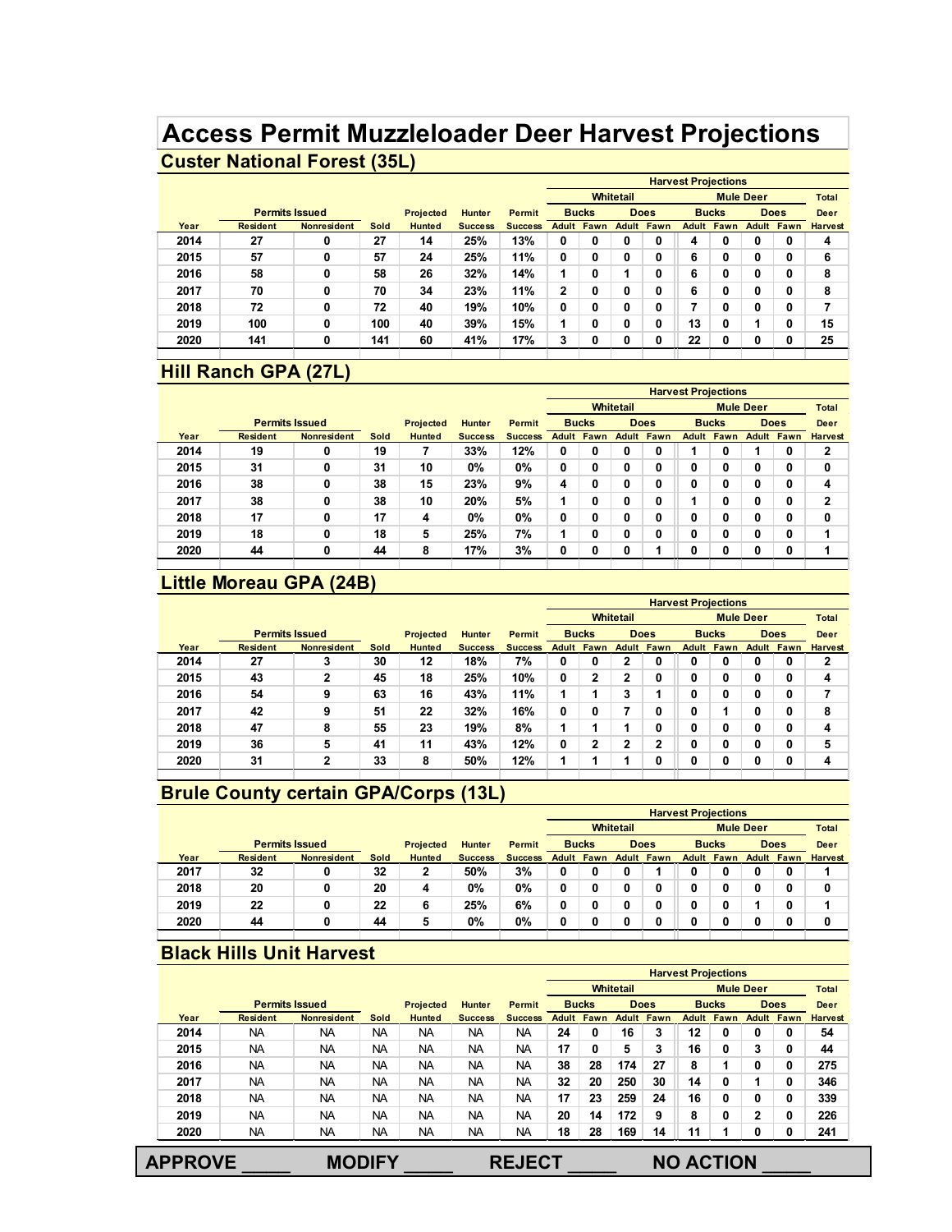# Access Permit Muzzleloader Deer Harvest Projections

## Custer National Forest (35L)

| | Permits Issued | | | | | | Harvest Projections | | | | | | | | |
|---|---|---|---|---|---|---|---|---|---|---|---|---|---|---|---|
| | | | | | | | Whitetail | | | | Mule Deer | | | | Total |
| | | | | Projected | Hunter | Permit | Bucks | | Does | | Bucks | | Does | | Deer |
| Year | Resident | Nonresident | Sold | Hunted | Success | Success | Adult | Fawn | Adult | Fawn | Adult | Fawn | Adult | Fawn | Harvest |
| 2014 | 27 | 0 | 27 | 14 | 25% | 13% | 0 | 0 | 0 | 0 | 4 | 0 | 0 | 0 | 4 |
| 2015 | 57 | 0 | 57 | 24 | 25% | 11% | 0 | 0 | 0 | 0 | 6 | 0 | 0 | 0 | 6 |
| 2016 | 58 | 0 | 58 | 26 | 32% | 14% | 1 | 0 | 1 | 0 | 6 | 0 | 0 | 0 | 8 |
| 2017 | 70 | 0 | 70 | 34 | 23% | 11% | 2 | 0 | 0 | 0 | 6 | 0 | 0 | 0 | 8 |
| 2018 | 72 | 0 | 72 | 40 | 19% | 10% | 0 | 0 | 0 | 0 | 7 | 0 | 0 | 0 | 7 |
| 2019 | 100 | 0 | 100 | 40 | 39% | 15% | 1 | 0 | 0 | 0 | 13 | 0 | 1 | 0 | 15 |
| 2020 | 141 | 0 | 141 | 60 | 41% | 17% | 3 | 0 | 0 | 0 | 22 | 0 | 0 | 0 | 25 |

## Hill Ranch GPA (27L)

| | Permits Issued | | | | | | Harvest Projections | | | | | | | | |
|---|---|---|---|---|---|---|---|---|---|---|---|---|---|---|---|
| | | | | | | | Whitetail | | | | Mule Deer | | | | Total |
| | | | | Projected | Hunter | Permit | Bucks | | Does | | Bucks | | Does | | Deer |
| Year | Resident | Nonresident | Sold | Hunted | Success | Success | Adult | Fawn | Adult | Fawn | Adult | Fawn | Adult | Fawn | Harvest |
| 2014 | 19 | 0 | 19 | 7 | 33% | 12% | 0 | 0 | 0 | 0 | 1 | 0 | 1 | 0 | 2 |
| 2015 | 31 | 0 | 31 | 10 | 0% | 0% | 0 | 0 | 0 | 0 | 0 | 0 | 0 | 0 | 0 |
| 2016 | 38 | 0 | 38 | 15 | 23% | 9% | 4 | 0 | 0 | 0 | 0 | 0 | 0 | 0 | 4 |
| 2017 | 38 | 0 | 38 | 10 | 20% | 5% | 1 | 0 | 0 | 0 | 1 | 0 | 0 | 0 | 2 |
| 2018 | 17 | 0 | 17 | 4 | 0% | 0% | 0 | 0 | 0 | 0 | 0 | 0 | 0 | 0 | 0 |
| 2019 | 18 | 0 | 18 | 5 | 25% | 7% | 1 | 0 | 0 | 0 | 0 | 0 | 0 | 0 | 1 |
| 2020 | 44 | 0 | 44 | 8 | 17% | 3% | 0 | 0 | 0 | 1 | 0 | 0 | 0 | 0 | 1 |

## Little Moreau GPA (24B)

| | Permits Issued | | | | | | Harvest Projections | | | | | | | | |
|---|---|---|---|---|---|---|---|---|---|---|---|---|---|---|---|
| | | | | | | | Whitetail | | | | Mule Deer | | | | Total |
| | | | | Projected | Hunter | Permit | Bucks | | Does | | Bucks | | Does | | Deer |
| Year | Resident | Nonresident | Sold | Hunted | Success | Success | Adult | Fawn | Adult | Fawn | Adult | Fawn | Adult | Fawn | Harvest |
| 2014 | 27 | 3 | 30 | 12 | 18% | 7% | 0 | 0 | 2 | 0 | 0 | 0 | 0 | 0 | 2 |
| 2015 | 43 | 2 | 45 | 18 | 25% | 10% | 0 | 2 | 2 | 0 | 0 | 0 | 0 | 0 | 4 |
| 2016 | 54 | 9 | 63 | 16 | 43% | 11% | 1 | 1 | 3 | 1 | 0 | 0 | 0 | 0 | 7 |
| 2017 | 42 | 9 | 51 | 22 | 32% | 16% | 0 | 0 | 7 | 0 | 0 | 1 | 0 | 0 | 8 |
| 2018 | 47 | 8 | 55 | 23 | 19% | 8% | 1 | 1 | 1 | 0 | 0 | 0 | 0 | 0 | 4 |
| 2019 | 36 | 5 | 41 | 11 | 43% | 12% | 0 | 2 | 2 | 2 | 0 | 0 | 0 | 0 | 5 |
| 2020 | 31 | 2 | 33 | 8 | 50% | 12% | 1 | 1 | 1 | 0 | 0 | 0 | 0 | 0 | 4 |

## Brule County certain GPA/Corps (13L)

| | Permits Issued | | | | | | Harvest Projections | | | | | | | | |
|---|---|---|---|---|---|---|---|---|---|---|---|---|---|---|---|
| | | | | | | | Whitetail | | | | Mule Deer | | | | Total |
| | | | | Projected | Hunter | Permit | Bucks | | Does | | Bucks | | Does | | Deer |
| Year | Resident | Nonresident | Sold | Hunted | Success | Success | Adult | Fawn | Adult | Fawn | Adult | Fawn | Adult | Fawn | Harvest |
| 2017 | 32 | 0 | 32 | 2 | 50% | 3% | 0 | 0 | 0 | 1 | 0 | 0 | 0 | 0 | 1 |
| 2018 | 20 | 0 | 20 | 4 | 0% | 0% | 0 | 0 | 0 | 0 | 0 | 0 | 0 | 0 | 0 |
| 2019 | 22 | 0 | 22 | 6 | 25% | 6% | 0 | 0 | 0 | 0 | 0 | 0 | 1 | 0 | 1 |
| 2020 | 44 | 0 | 44 | 5 | 0% | 0% | 0 | 0 | 0 | 0 | 0 | 0 | 0 | 0 | 0 |

## Black Hills Unit Harvest

| | Permits Issued | | | | | | Harvest Projections | | | | | | | | |
|---|---|---|---|---|---|---|---|---|---|---|---|---|---|---|---|
| | | | | | | | Whitetail | | | | Mule Deer | | | | Total |
| | | | | Projected | Hunter | Permit | Bucks | | Does | | Bucks | | Does | | Deer |
| Year | Resident | Nonresident | Sold | Hunted | Success | Success | Adult | Fawn | Adult | Fawn | Adult | Fawn | Adult | Fawn | Harvest |
| 2014 | NA | NA | NA | NA | NA | NA | 24 | 0 | 16 | 3 | 12 | 0 | 0 | 0 | 54 |
| 2015 | NA | NA | NA | NA | NA | NA | 17 | 0 | 5 | 3 | 16 | 0 | 3 | 0 | 44 |
| 2016 | NA | NA | NA | NA | NA | NA | 38 | 28 | 174 | 27 | 8 | 1 | 0 | 0 | 275 |
| 2017 | NA | NA | NA | NA | NA | NA | 32 | 20 | 250 | 30 | 14 | 0 | 1 | 0 | 346 |
| 2018 | NA | NA | NA | NA | NA | NA | 17 | 23 | 259 | 24 | 16 | 0 | 0 | 0 | 339 |
| 2019 | NA | NA | NA | NA | NA | NA | 20 | 14 | 172 | 9 | 8 | 0 | 2 | 0 | 226 |
| 2020 | NA | NA | NA | NA | NA | NA | 18 | 28 | 169 | 14 | 11 | 1 | 0 | 0 | 241 |

**APPROVE _____ MODIFY _____ REJECT _____ NO ACTION _____**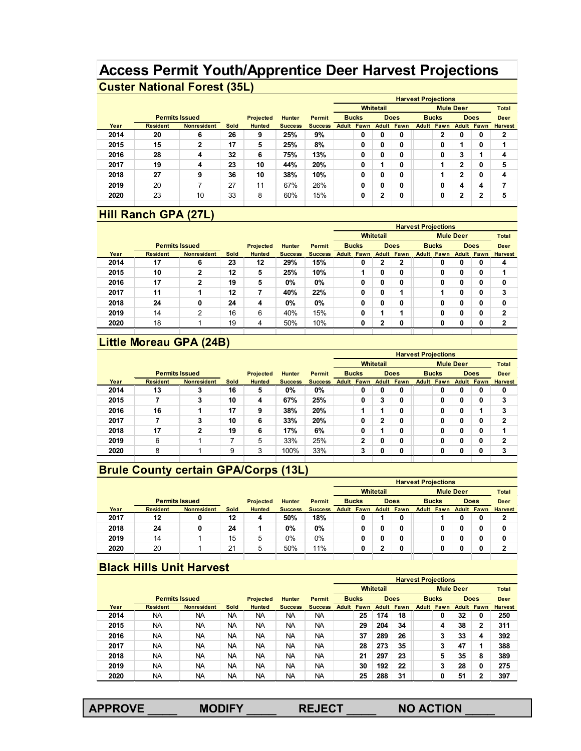# Access Permit Youth/Apprentice Deer Harvest Projections

## Custer National Forest (35L)

| | Permits Issued | | | Projected | Hunter | Permit | Harvest Projections | | | | | | | | |
|---|---|---|---|---|---|---|---|---|---|---|---|---|---|---|---|
| | | | | | | | Whitetail | | | | Mule Deer | | | | Total |
| | | | | | | | Bucks | | Does | | Bucks | | Does | | Deer |
| Year | Resident | Nonresident | Sold | Hunted | Success | Success | Adult | Fawn | Adult | Fawn | Adult | Fawn | Adult | Fawn | Harvest |
| **2014** | **20** | **6** | **26** | **9** | **25%** | **9%** | | **0** | **0** | **0** | | **2** | **0** | **0** | **2** |
| **2015** | **15** | **2** | **17** | **5** | **25%** | **8%** | | **0** | **0** | **0** | | **0** | **1** | **0** | **1** |
| **2016** | **28** | **4** | **32** | **6** | **75%** | **13%** | | **0** | **0** | **0** | | **0** | **3** | **1** | **4** |
| **2017** | **19** | **4** | **23** | **10** | **44%** | **20%** | | **0** | **1** | **0** | | **1** | **2** | **0** | **5** |
| **2018** | **27** | **9** | **36** | **10** | **38%** | **10%** | | **0** | **0** | **0** | | **1** | **2** | **0** | **4** |
| **2019** | 20 | 7 | 27 | 11 | 67% | 26% | | **0** | **0** | **0** | | **0** | **4** | **4** | **7** |
| **2020** | 23 | 10 | 33 | 8 | 60% | 15% | | **0** | **2** | **0** | | **0** | **2** | **2** | **5** |

## Hill Ranch GPA (27L)

| | Permits Issued | | | Projected | Hunter | Permit | Harvest Projections | | | | | | | | |
|---|---|---|---|---|---|---|---|---|---|---|---|---|---|---|---|
| | | | | | | | Whitetail | | | | Mule Deer | | | | Total |
| | | | | | | | Bucks | | Does | | Bucks | | Does | | Deer |
| Year | Resident | Nonresident | Sold | Hunted | Success | Success | Adult | Fawn | Adult | Fawn | Adult | Fawn | Adult | Fawn | Harvest |
| **2014** | **17** | **6** | **23** | **12** | **29%** | **15%** | | **0** | **2** | **2** | | **0** | **0** | **0** | **4** |
| **2015** | **10** | **2** | **12** | **5** | **25%** | **10%** | | **1** | **0** | **0** | | **0** | **0** | **0** | **1** |
| **2016** | **17** | **2** | **19** | **5** | **0%** | **0%** | | **0** | **0** | **0** | | **0** | **0** | **0** | **0** |
| **2017** | **11** | **1** | **12** | **7** | **40%** | **22%** | | **0** | **0** | **1** | | **1** | **0** | **0** | **3** |
| **2018** | **24** | **0** | **24** | **4** | **0%** | **0%** | | **0** | **0** | **0** | | **0** | **0** | **0** | **0** |
| **2019** | 14 | 2 | 16 | 6 | 40% | 15% | | **0** | **1** | **1** | | **0** | **0** | **0** | **2** |
| **2020** | 18 | 1 | 19 | 4 | 50% | 10% | | **0** | **2** | **0** | | **0** | **0** | **0** | **2** |

## Little Moreau GPA (24B)

| | Permits Issued | | | Projected | Hunter | Permit | Harvest Projections | | | | | | | | |
|---|---|---|---|---|---|---|---|---|---|---|---|---|---|---|---|
| | | | | | | | Whitetail | | | | Mule Deer | | | | Total |
| | | | | | | | Bucks | | Does | | Bucks | | Does | | Deer |
| Year | Resident | Nonresident | Sold | Hunted | Success | Success | Adult | Fawn | Adult | Fawn | Adult | Fawn | Adult | Fawn | Harvest |
| **2014** | **13** | **3** | **16** | **5** | **0%** | **0%** | | **0** | **0** | **0** | | **0** | **0** | **0** | **0** |
| **2015** | **7** | **3** | **10** | **4** | **67%** | **25%** | | **0** | **3** | **0** | | **0** | **0** | **0** | **3** |
| **2016** | **16** | **1** | **17** | **9** | **38%** | **20%** | | **1** | **1** | **0** | | **0** | **0** | **1** | **3** |
| **2017** | **7** | **3** | **10** | **6** | **33%** | **20%** | | **0** | **2** | **0** | | **0** | **0** | **0** | **2** |
| **2018** | **17** | **2** | **19** | **6** | **17%** | **6%** | | **0** | **1** | **0** | | **0** | **0** | **0** | **1** |
| **2019** | 6 | 1 | 7 | 5 | 33% | 25% | | **2** | **0** | **0** | | **0** | **0** | **0** | **2** |
| **2020** | 8 | 1 | 9 | 3 | 100% | 33% | | **3** | **0** | **0** | | **0** | **0** | **0** | **3** |

## Brule County certain GPA/Corps (13L)

| | Permits Issued | | | Projected | Hunter | Permit | Harvest Projections | | | | | | | | |
|---|---|---|---|---|---|---|---|---|---|---|---|---|---|---|---|
| | | | | | | | Whitetail | | | | Mule Deer | | | | Total |
| | | | | | | | Bucks | | Does | | Bucks | | Does | | Deer |
| Year | Resident | Nonresident | Sold | Hunted | Success | Success | Adult | Fawn | Adult | Fawn | Adult | Fawn | Adult | Fawn | Harvest |
| **2017** | **12** | **0** | **12** | **4** | **50%** | **18%** | | **0** | **1** | **0** | | **1** | **0** | **0** | **2** |
| **2018** | **24** | **0** | **24** | **1** | **0%** | **0%** | | **0** | **0** | **0** | | **0** | **0** | **0** | **0** |
| **2019** | 14 | 1 | 15 | 5 | 0% | 0% | | **0** | **0** | **0** | | **0** | **0** | **0** | **0** |
| **2020** | 20 | 1 | 21 | 5 | 50% | 11% | | **0** | **2** | **0** | | **0** | **0** | **0** | **2** |

## Black Hills Unit Harvest

| | Permits Issued | | | Projected | Hunter | Permit | Harvest Projections | | | | | | | | |
|---|---|---|---|---|---|---|---|---|---|---|---|---|---|---|---|
| | | | | | | | Whitetail | | | | Mule Deer | | | | Total |
| | | | | | | | Bucks | | Does | | Bucks | | Does | | Deer |
| Year | Resident | Nonresident | Sold | Hunted | Success | Success | Adult | Fawn | Adult | Fawn | Adult | Fawn | Adult | Fawn | Harvest |
| **2014** | NA | NA | NA | NA | NA | NA | | **25** | **174** | **18** | | **0** | **32** | **0** | **250** |
| **2015** | NA | NA | NA | NA | NA | NA | | **29** | **204** | **34** | | **4** | **38** | **2** | **311** |
| **2016** | NA | NA | NA | NA | NA | NA | | **37** | **289** | **26** | | **3** | **33** | **4** | **392** |
| **2017** | NA | NA | NA | NA | NA | NA | | **28** | **273** | **35** | | **3** | **47** | **1** | **388** |
| **2018** | NA | NA | NA | NA | NA | NA | | **21** | **297** | **23** | | **5** | **35** | **8** | **389** |
| **2019** | NA | NA | NA | NA | NA | NA | | **30** | **192** | **22** | | **3** | **28** | **0** | **275** |
| **2020** | NA | NA | NA | NA | NA | NA | | **25** | **288** | **31** | | **0** | **51** | **2** | **397** |

**APPROVE _____ MODIFY _____ REJECT _____ NO ACTION _____**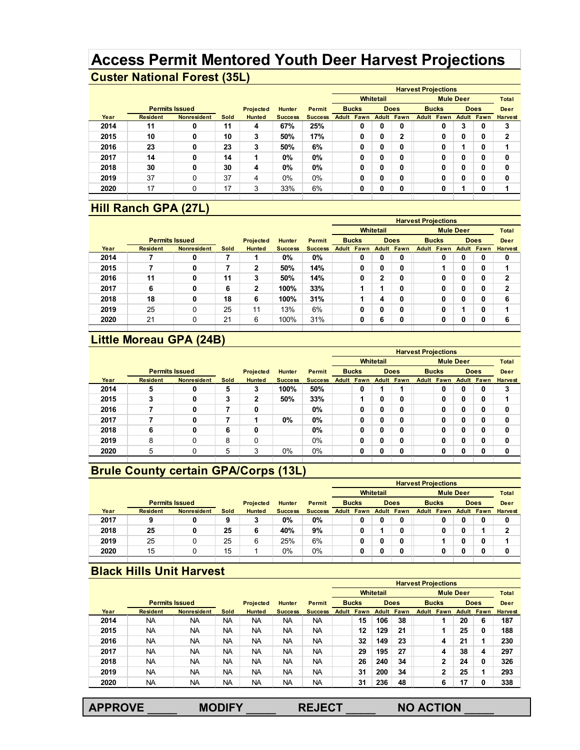# Access Permit Mentored Youth Deer Harvest Projections

## Custer National Forest (35L)

| | Permits Issued | | | | | | Harvest Projections | | | | | | | | |
|---|---|---|---|---|---|---|---|---|---|---|---|---|---|---|---|
| | | | | | | | Whitetail | | | | Mule Deer | | | | Total |
| | | | | Projected | Hunter | Permit | Bucks | | Does | | Bucks | | Does | | Deer |
| Year | Resident | Nonresident | Sold | Hunted | Success | Success | Adult | Fawn | Adult | Fawn | Adult | Fawn | Adult | Fawn | Harvest |
| 2014 | 11 | 0 | 11 | 4 | 67% | 25% | | 0 | 0 | 0 | | 0 | 3 | 0 | 3 |
| 2015 | 10 | 0 | 10 | 3 | 50% | 17% | | 0 | 0 | 2 | | 0 | 0 | 0 | 2 |
| 2016 | 23 | 0 | 23 | 3 | 50% | 6% | | 0 | 0 | 0 | | 0 | 1 | 0 | 1 |
| 2017 | 14 | 0 | 14 | 1 | 0% | 0% | | 0 | 0 | 0 | | 0 | 0 | 0 | 0 |
| 2018 | 30 | 0 | 30 | 4 | 0% | 0% | | 0 | 0 | 0 | | 0 | 0 | 0 | 0 |
| 2019 | 37 | 0 | 37 | 4 | 0% | 0% | | 0 | 0 | 0 | | 0 | 0 | 0 | 0 |
| 2020 | 17 | 0 | 17 | 3 | 33% | 6% | | 0 | 0 | 0 | | 0 | 1 | 0 | 1 |

## Hill Ranch GPA (27L)

| | Permits Issued | | | | | | Harvest Projections | | | | | | | | |
|---|---|---|---|---|---|---|---|---|---|---|---|---|---|---|---|
| | | | | | | | Whitetail | | | | Mule Deer | | | | Total |
| | | | | Projected | Hunter | Permit | Bucks | | Does | | Bucks | | Does | | Deer |
| Year | Resident | Nonresident | Sold | Hunted | Success | Success | Adult | Fawn | Adult | Fawn | Adult | Fawn | Adult | Fawn | Harvest |
| 2014 | 7 | 0 | 7 | 1 | 0% | 0% | | 0 | 0 | 0 | | 0 | 0 | 0 | 0 |
| 2015 | 7 | 0 | 7 | 2 | 50% | 14% | | 0 | 0 | 0 | | 1 | 0 | 0 | 1 |
| 2016 | 11 | 0 | 11 | 3 | 50% | 14% | | 0 | 2 | 0 | | 0 | 0 | 0 | 2 |
| 2017 | 6 | 0 | 6 | 2 | 100% | 33% | | 1 | 1 | 0 | | 0 | 0 | 0 | 2 |
| 2018 | 18 | 0 | 18 | 6 | 100% | 31% | | 1 | 4 | 0 | | 0 | 0 | 0 | 6 |
| 2019 | 25 | 0 | 25 | 11 | 13% | 6% | | 0 | 0 | 0 | | 0 | 1 | 0 | 1 |
| 2020 | 21 | 0 | 21 | 6 | 100% | 31% | | 0 | 6 | 0 | | 0 | 0 | 0 | 6 |

## Little Moreau GPA (24B)

| | Permits Issued | | | | | | Harvest Projections | | | | | | | | |
|---|---|---|---|---|---|---|---|---|---|---|---|---|---|---|---|
| | | | | | | | Whitetail | | | | Mule Deer | | | | Total |
| | | | | Projected | Hunter | Permit | Bucks | | Does | | Bucks | | Does | | Deer |
| Year | Resident | Nonresident | Sold | Hunted | Success | Success | Adult | Fawn | Adult | Fawn | Adult | Fawn | Adult | Fawn | Harvest |
| 2014 | 5 | 0 | 5 | 3 | 100% | 50% | | 0 | 1 | 1 | | 0 | 0 | 0 | 3 |
| 2015 | 3 | 0 | 3 | 2 | 50% | 33% | | 1 | 0 | 0 | | 0 | 0 | 0 | 1 |
| 2016 | 7 | 0 | 7 | 0 | | 0% | | 0 | 0 | 0 | | 0 | 0 | 0 | 0 |
| 2017 | 7 | 0 | 7 | 1 | 0% | 0% | | 0 | 0 | 0 | | 0 | 0 | 0 | 0 |
| 2018 | 6 | 0 | 6 | 0 | | 0% | | 0 | 0 | 0 | | 0 | 0 | 0 | 0 |
| 2019 | 8 | 0 | 8 | 0 | | 0% | | 0 | 0 | 0 | | 0 | 0 | 0 | 0 |
| 2020 | 5 | 0 | 5 | 3 | 0% | 0% | | 0 | 0 | 0 | | 0 | 0 | 0 | 0 |

## Brule County certain GPA/Corps (13L)

| | Permits Issued | | | | | | Harvest Projections | | | | | | | | |
|---|---|---|---|---|---|---|---|---|---|---|---|---|---|---|---|
| | | | | | | | Whitetail | | | | Mule Deer | | | | Total |
| | | | | Projected | Hunter | Permit | Bucks | | Does | | Bucks | | Does | | Deer |
| Year | Resident | Nonresident | Sold | Hunted | Success | Success | Adult | Fawn | Adult | Fawn | Adult | Fawn | Adult | Fawn | Harvest |
| 2017 | 9 | 0 | 9 | 3 | 0% | 0% | | 0 | 0 | 0 | | 0 | 0 | 0 | 0 |
| 2018 | 25 | 0 | 25 | 6 | 40% | 9% | | 0 | 1 | 0 | | 0 | 0 | 1 | 2 |
| 2019 | 25 | 0 | 25 | 6 | 25% | 6% | | 0 | 0 | 0 | | 1 | 0 | 0 | 1 |
| 2020 | 15 | 0 | 15 | 1 | 0% | 0% | | 0 | 0 | 0 | | 0 | 0 | 0 | 0 |

## Black Hills Unit Harvest

| | Permits Issued | | | | | | Harvest Projections | | | | | | | | |
|---|---|---|---|---|---|---|---|---|---|---|---|---|---|---|---|
| | | | | | | | Whitetail | | | | Mule Deer | | | | Total |
| | | | | Projected | Hunter | Permit | Bucks | | Does | | Bucks | | Does | | Deer |
| Year | Resident | Nonresident | Sold | Hunted | Success | Success | Adult | Fawn | Adult | Fawn | Adult | Fawn | Adult | Fawn | Harvest |
| 2014 | NA | NA | NA | NA | NA | NA | | 15 | 106 | 38 | | 1 | 20 | 6 | 187 |
| 2015 | NA | NA | NA | NA | NA | NA | | 12 | 129 | 21 | | 1 | 25 | 0 | 188 |
| 2016 | NA | NA | NA | NA | NA | NA | | 32 | 149 | 23 | | 4 | 21 | 1 | 230 |
| 2017 | NA | NA | NA | NA | NA | NA | | 29 | 195 | 27 | | 4 | 38 | 4 | 297 |
| 2018 | NA | NA | NA | NA | NA | NA | | 26 | 240 | 34 | | 2 | 24 | 0 | 326 |
| 2019 | NA | NA | NA | NA | NA | NA | | 31 | 200 | 34 | | 2 | 25 | 1 | 293 |
| 2020 | NA | NA | NA | NA | NA | NA | | 31 | 236 | 48 | | 6 | 17 | 0 | 338 |

**APPROVE _____ MODIFY _____ REJECT _____ NO ACTION _____**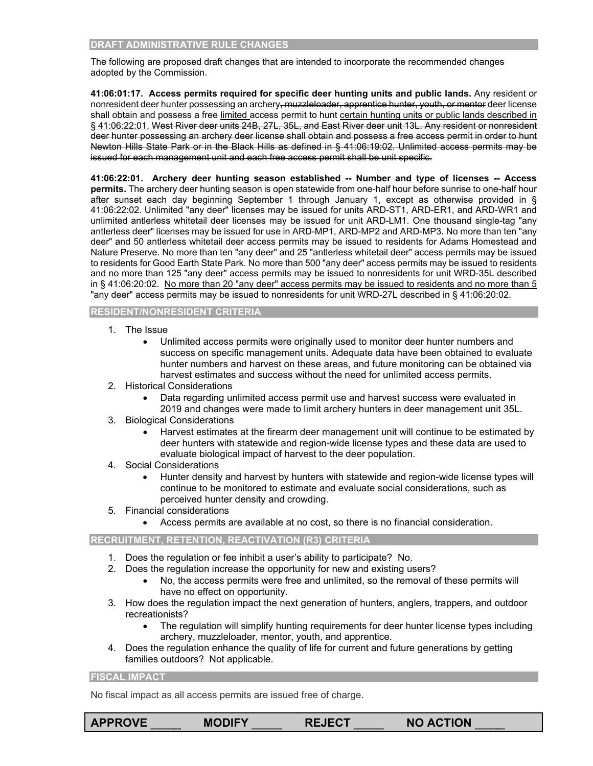## DRAFT ADMINISTRATIVE RULE CHANGES

The following are proposed draft changes that are intended to incorporate the recommended changes adopted by the Commission.

**41:06:01:17. Access permits required for specific deer hunting units and public lands.** Any resident or nonresident deer hunter possessing an archery~~, muzzleloader, apprentice hunter, youth, or mentor~~ deer license shall obtain and possess a free <u>limited</u> access permit to hunt <u>certain hunting units or public lands described in § 41:06:22:01.</u> ~~West River deer units 24B, 27L, 35L, and East River deer unit 13L. Any resident or nonresident deer hunter possessing an archery deer license shall obtain and possess a free access permit in order to hunt Newton Hills State Park or in the Black Hills as defined in § 41:06:19:02. Unlimited access permits may be issued for each management unit and each free access permit shall be unit specific.~~

**41:06:22:01. Archery deer hunting season established -- Number and type of licenses -- Access permits.** The archery deer hunting season is open statewide from one-half hour before sunrise to one-half hour after sunset each day beginning September 1 through January 1, except as otherwise provided in § 41:06:22:02. Unlimited "any deer" licenses may be issued for units ARD-ST1, ARD-ER1, and ARD-WR1 and unlimited antlerless whitetail deer licenses may be issued for unit ARD-LM1. One thousand single-tag "any antlerless deer" licenses may be issued for use in ARD-MP1, ARD-MP2 and ARD-MP3. No more than ten "any deer" and 50 antlerless whitetail deer access permits may be issued to residents for Adams Homestead and Nature Preserve. No more than ten "any deer" and 25 "antlerless whitetail deer" access permits may be issued to residents for Good Earth State Park. No more than 500 "any deer" access permits may be issued to residents and no more than 125 "any deer" access permits may be issued to nonresidents for unit WRD-35L described in § 41:06:20:02. <u>No more than 20 "any deer" access permits may be issued to residents and no more than 5 "any deer" access permits may be issued to nonresidents for unit WRD-27L described in § 41:06:20:02.</u>

## RESIDENT/NONRESIDENT CRITERIA

1. The Issue
   - Unlimited access permits were originally used to monitor deer hunter numbers and success on specific management units. Adequate data have been obtained to evaluate hunter numbers and harvest on these areas, and future monitoring can be obtained via harvest estimates and success without the need for unlimited access permits.
2. Historical Considerations
   - Data regarding unlimited access permit use and harvest success were evaluated in 2019 and changes were made to limit archery hunters in deer management unit 35L.
3. Biological Considerations
   - Harvest estimates at the firearm deer management unit will continue to be estimated by deer hunters with statewide and region-wide license types and these data are used to evaluate biological impact of harvest to the deer population.
4. Social Considerations
   - Hunter density and harvest by hunters with statewide and region-wide license types will continue to be monitored to estimate and evaluate social considerations, such as perceived hunter density and crowding.
5. Financial considerations
   - Access permits are available at no cost, so there is no financial consideration.

## RECRUITMENT, RETENTION, REACTIVATION (R3) CRITERIA

1. Does the regulation or fee inhibit a user's ability to participate? No.
2. Does the regulation increase the opportunity for new and existing users?
   - No, the access permits were free and unlimited, so the removal of these permits will have no effect on opportunity.
3. How does the regulation impact the next generation of hunters, anglers, trappers, and outdoor recreationists?
   - The regulation will simplify hunting requirements for deer hunter license types including archery, muzzleloader, mentor, youth, and apprentice.
4. Does the regulation enhance the quality of life for current and future generations by getting families outdoors? Not applicable.

## FISCAL IMPACT

No fiscal impact as all access permits are issued free of charge.

**APPROVE _____ MODIFY _____ REJECT _____ NO ACTION _____**